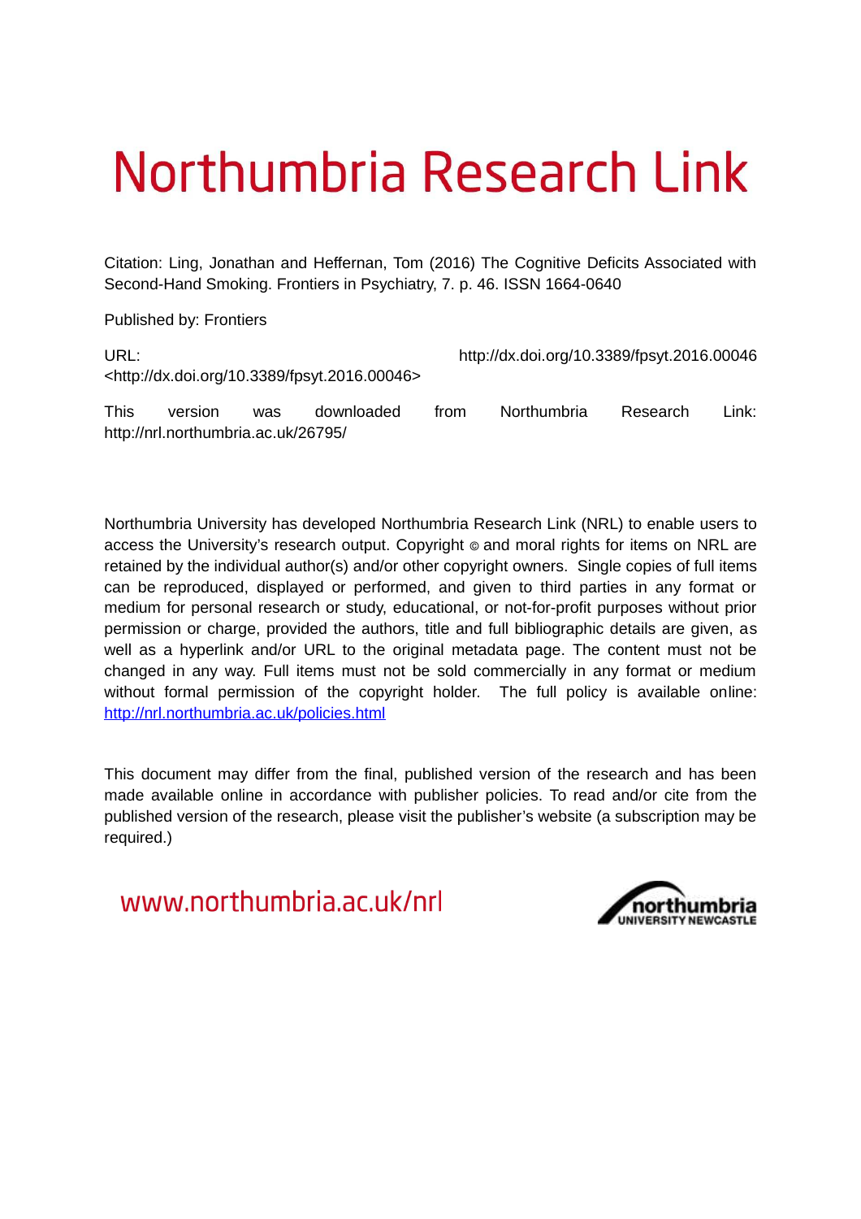# Northumbria Research Link

Citation: Ling, Jonathan and Heffernan, Tom (2016) The Cognitive Deficits Associated with Second-Hand Smoking. Frontiers in Psychiatry, 7. p. 46. ISSN 1664-0640

Published by: Frontiers

URL: http://dx.doi.org/10.3389/fpsyt.2016.00046 <http://dx.doi.org/10.3389/fpsyt.2016.00046>

This version was downloaded from Northumbria Research Link: http://nrl.northumbria.ac.uk/26795/

Northumbria University has developed Northumbria Research Link (NRL) to enable users to access the University's research output. Copyright © and moral rights for items on NRL are retained by the individual author(s) and/or other copyright owners. Single copies of full items can be reproduced, displayed or performed, and given to third parties in any format or medium for personal research or study, educational, or not-for-profit purposes without prior permission or charge, provided the authors, title and full bibliographic details are given, as well as a hyperlink and/or URL to the original metadata page. The content must not be changed in any way. Full items must not be sold commercially in any format or medium without formal permission of the copyright holder. The full policy is available online: http://nrl.northumbria.ac.uk/policies.html

This document may differ from the final, published version of the research and has been made available online in accordance with publisher policies. To read and/or cite from the published version of the research, please visit the publisher's website (a subscription may be required.)

www.northumbria.ac.uk/nrl

northumbria
UNIVERSITY NEWCASTLE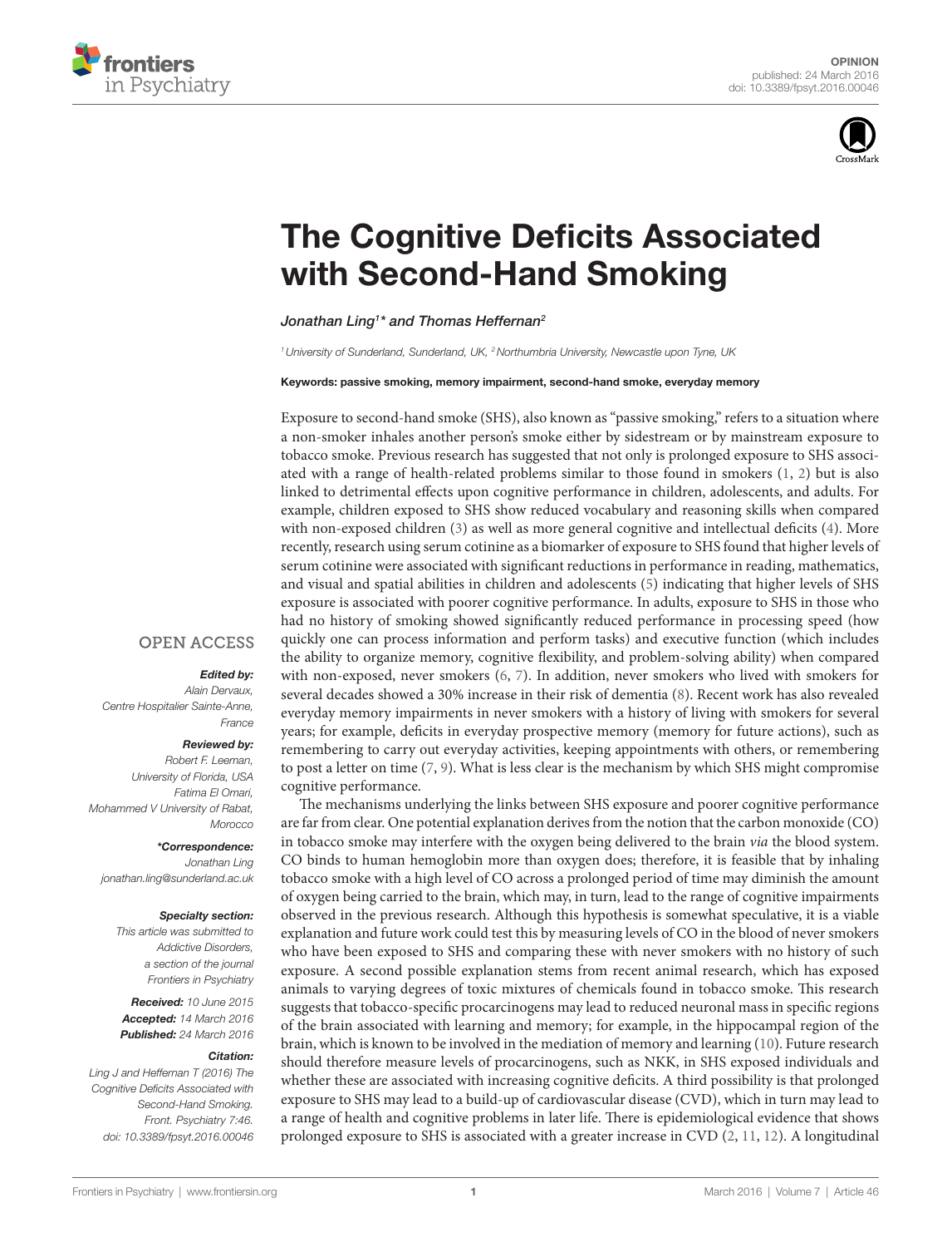# The Cognitive Deficits Associated with Second-Hand Smoking

*Jonathan Ling[1]\* and Thomas Heffernan[2]*

[1] University of Sunderland, Sunderland, UK, [2] Northumbria University, Newcastle upon Tyne, UK

**Keywords: passive smoking, memory impairment, second-hand smoke, everyday memory**

OPEN ACCESS

***Edited by:***
*Alain Dervaux, Centre Hospitalier Sainte-Anne, France*

***Reviewed by:***
*Robert F. Leeman, University of Florida, USA*
*Fatima El Omari, Mohammed V University of Rabat, Morocco*

***\*Correspondence:***
*Jonathan Ling*
*jonathan.ling@sunderland.ac.uk*

***Specialty section:***
*This article was submitted to Addictive Disorders, a section of the journal Frontiers in Psychiatry*

***Received:*** *10 June 2015*
***Accepted:*** *14 March 2016*
***Published:*** *24 March 2016*

***Citation:***
*Ling J and Heffernan T (2016) The Cognitive Deficits Associated with Second-Hand Smoking. Front. Psychiatry 7:46. doi: 10.3389/fpsyt.2016.00046*

Exposure to second-hand smoke (SHS), also known as "passive smoking," refers to a situation where a non-smoker inhales another person's smoke either by sidestream or by mainstream exposure to tobacco smoke. Previous research has suggested that not only is prolonged exposure to SHS associated with a range of health-related problems similar to those found in smokers (1, 2) but is also linked to detrimental effects upon cognitive performance in children, adolescents, and adults. For example, children exposed to SHS show reduced vocabulary and reasoning skills when compared with non-exposed children (3) as well as more general cognitive and intellectual deficits (4). More recently, research using serum cotinine as a biomarker of exposure to SHS found that higher levels of serum cotinine were associated with significant reductions in performance in reading, mathematics, and visual and spatial abilities in children and adolescents (5) indicating that higher levels of SHS exposure is associated with poorer cognitive performance. In adults, exposure to SHS in those who had no history of smoking showed significantly reduced performance in processing speed (how quickly one can process information and perform tasks) and executive function (which includes the ability to organize memory, cognitive flexibility, and problem-solving ability) when compared with non-exposed, never smokers (6, 7). In addition, never smokers who lived with smokers for several decades showed a 30% increase in their risk of dementia (8). Recent work has also revealed everyday memory impairments in never smokers with a history of living with smokers for several years; for example, deficits in everyday prospective memory (memory for future actions), such as remembering to carry out everyday activities, keeping appointments with others, or remembering to post a letter on time (7, 9). What is less clear is the mechanism by which SHS might compromise cognitive performance.

The mechanisms underlying the links between SHS exposure and poorer cognitive performance are far from clear. One potential explanation derives from the notion that the carbon monoxide (CO) in tobacco smoke may interfere with the oxygen being delivered to the brain *via* the blood system. CO binds to human hemoglobin more than oxygen does; therefore, it is feasible that by inhaling tobacco smoke with a high level of CO across a prolonged period of time may diminish the amount of oxygen being carried to the brain, which may, in turn, lead to the range of cognitive impairments observed in the previous research. Although this hypothesis is somewhat speculative, it is a viable explanation and future work could test this by measuring levels of CO in the blood of never smokers who have been exposed to SHS and comparing these with never smokers with no history of such exposure. A second possible explanation stems from recent animal research, which has exposed animals to varying degrees of toxic mixtures of chemicals found in tobacco smoke. This research suggests that tobacco-specific procarcinogens may lead to reduced neuronal mass in specific regions of the brain associated with learning and memory; for example, in the hippocampal region of the brain, which is known to be involved in the mediation of memory and learning (10). Future research should therefore measure levels of procarcinogens, such as NKK, in SHS exposed individuals and whether these are associated with increasing cognitive deficits. A third possibility is that prolonged exposure to SHS may lead to a build-up of cardiovascular disease (CVD), which in turn may lead to a range of health and cognitive problems in later life. There is epidemiological evidence that shows prolonged exposure to SHS is associated with a greater increase in CVD (2, 11, 12). A longitudinal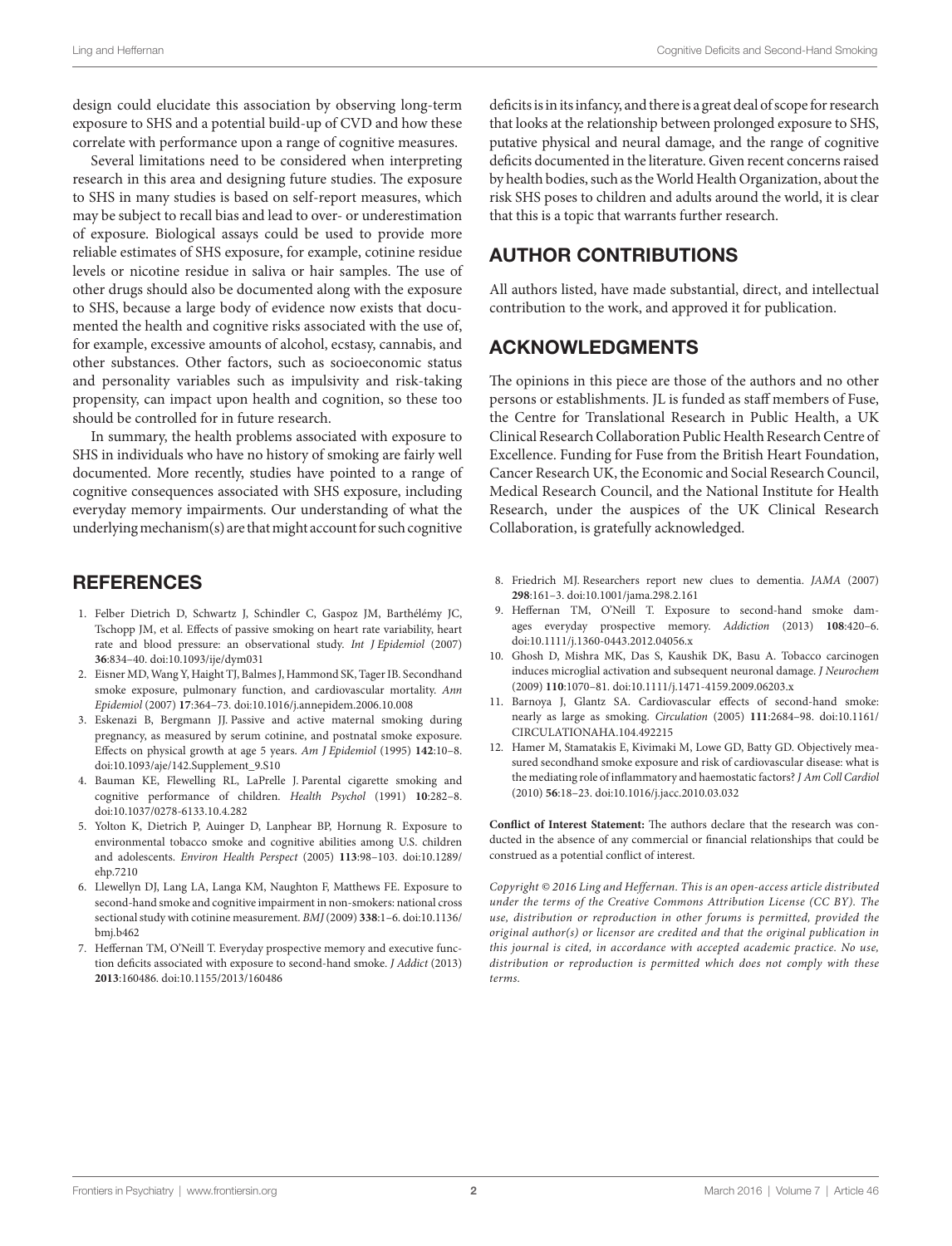design could elucidate this association by observing long-term exposure to SHS and a potential build-up of CVD and how these correlate with performance upon a range of cognitive measures.

Several limitations need to be considered when interpreting research in this area and designing future studies. The exposure to SHS in many studies is based on self-report measures, which may be subject to recall bias and lead to over- or underestimation of exposure. Biological assays could be used to provide more reliable estimates of SHS exposure, for example, cotinine residue levels or nicotine residue in saliva or hair samples. The use of other drugs should also be documented along with the exposure to SHS, because a large body of evidence now exists that documented the health and cognitive risks associated with the use of, for example, excessive amounts of alcohol, ecstasy, cannabis, and other substances. Other factors, such as socioeconomic status and personality variables such as impulsivity and risk-taking propensity, can impact upon health and cognition, so these too should be controlled for in future research.

In summary, the health problems associated with exposure to SHS in individuals who have no history of smoking are fairly well documented. More recently, studies have pointed to a range of cognitive consequences associated with SHS exposure, including everyday memory impairments. Our understanding of what the underlying mechanism(s) are that might account for such cognitive deficits is in its infancy, and there is a great deal of scope for research that looks at the relationship between prolonged exposure to SHS, putative physical and neural damage, and the range of cognitive deficits documented in the literature. Given recent concerns raised by health bodies, such as the World Health Organization, about the risk SHS poses to children and adults around the world, it is clear that this is a topic that warrants further research.

## AUTHOR CONTRIBUTIONS

All authors listed, have made substantial, direct, and intellectual contribution to the work, and approved it for publication.

## ACKNOWLEDGMENTS

The opinions in this piece are those of the authors and no other persons or establishments. JL is funded as staff members of Fuse, the Centre for Translational Research in Public Health, a UK Clinical Research Collaboration Public Health Research Centre of Excellence. Funding for Fuse from the British Heart Foundation, Cancer Research UK, the Economic and Social Research Council, Medical Research Council, and the National Institute for Health Research, under the auspices of the UK Clinical Research Collaboration, is gratefully acknowledged.

## REFERENCES

1. Felber Dietrich D, Schwartz J, Schindler C, Gaspoz JM, Barthélémy JC, Tschopp JM, et al. Effects of passive smoking on heart rate variability, heart rate and blood pressure: an observational study. *Int J Epidemiol* (2007) **36**:834–40. doi:10.1093/ije/dym031
2. Eisner MD, Wang Y, Haight TJ, Balmes J, Hammond SK, Tager IB. Secondhand smoke exposure, pulmonary function, and cardiovascular mortality. *Ann Epidemiol* (2007) **17**:364–73. doi:10.1016/j.annepidem.2006.10.008
3. Eskenazi B, Bergmann JJ. Passive and active maternal smoking during pregnancy, as measured by serum cotinine, and postnatal smoke exposure. Effects on physical growth at age 5 years. *Am J Epidemiol* (1995) **142**:10–8. doi:10.1093/aje/142.Supplement_9.S10
4. Bauman KE, Flewelling RL, LaPrelle J. Parental cigarette smoking and cognitive performance of children. *Health Psychol* (1991) **10**:282–8. doi:10.1037/0278-6133.10.4.282
5. Yolton K, Dietrich P, Auinger D, Lanphear BP, Hornung R. Exposure to environmental tobacco smoke and cognitive abilities among U.S. children and adolescents. *Environ Health Perspect* (2005) **113**:98–103. doi:10.1289/ehp.7210
6. Llewellyn DJ, Lang LA, Langa KM, Naughton F, Matthews FE. Exposure to second-hand smoke and cognitive impairment in non-smokers: national cross sectional study with cotinine measurement. *BMJ* (2009) **338**:1–6. doi:10.1136/bmj.b462
7. Heffernan TM, O'Neill T. Everyday prospective memory and executive function deficits associated with exposure to second-hand smoke. *J Addict* (2013) **2013**:160486. doi:10.1155/2013/160486
8. Friedrich MJ. Researchers report new clues to dementia. *JAMA* (2007) **298**:161–3. doi:10.1001/jama.298.2.161
9. Heffernan TM, O'Neill T. Exposure to second-hand smoke damages everyday prospective memory. *Addiction* (2013) **108**:420–6. doi:10.1111/j.1360-0443.2012.04056.x
10. Ghosh D, Mishra MK, Das S, Kaushik DK, Basu A. Tobacco carcinogen induces microglial activation and subsequent neuronal damage. *J Neurochem* (2009) **110**:1070–81. doi:10.1111/j.1471-4159.2009.06203.x
11. Barnoya J, Glantz SA. Cardiovascular effects of second-hand smoke: nearly as large as smoking. *Circulation* (2005) **111**:2684–98. doi:10.1161/CIRCULATIONAHA.104.492215
12. Hamer M, Stamatakis E, Kivimaki M, Lowe GD, Batty GD. Objectively measured secondhand smoke exposure and risk of cardiovascular disease: what is the mediating role of inflammatory and haemostatic factors? *J Am Coll Cardiol* (2010) **56**:18–23. doi:10.1016/j.jacc.2010.03.032

**Conflict of Interest Statement:** The authors declare that the research was conducted in the absence of any commercial or financial relationships that could be construed as a potential conflict of interest.

*Copyright © 2016 Ling and Heffernan. This is an open-access article distributed under the terms of the Creative Commons Attribution License (CC BY). The use, distribution or reproduction in other forums is permitted, provided the original author(s) or licensor are credited and that the original publication in this journal is cited, in accordance with accepted academic practice. No use, distribution or reproduction is permitted which does not comply with these terms.*